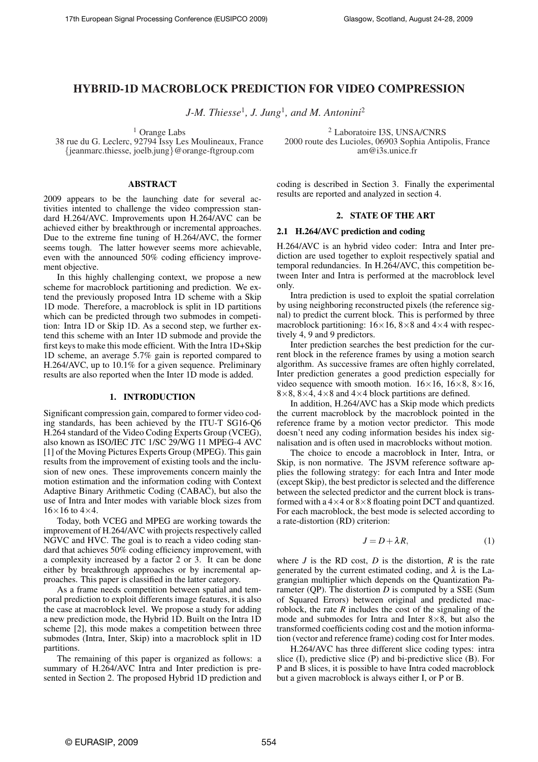# HYBRID-1D MACROBLOCK PREDICTION FOR VIDEO COMPRESSION

*J-M. Thiesse*[1], *J. Jung*[1], *and M. Antonini*[2]

[1] Orange Labs
38 rue du G. Leclerc, 92794 Issy Les Moulineaux, France
{jeanmarc.thiesse, joelb.jung}@orange-ftgroup.com

[2] Laboratoire I3S, UNSA/CNRS
2000 route des Lucioles, 06903 Sophia Antipolis, France
am@i3s.unice.fr

## ABSTRACT

2009 appears to be the launching date for several activities intented to challenge the video compression standard H.264/AVC. Improvements upon H.264/AVC can be achieved either by breakthrough or incremental approaches. Due to the extreme fine tuning of H.264/AVC, the former seems tough. The latter however seems more achievable, even with the announced 50% coding efficiency improvement objective.

In this highly challenging context, we propose a new scheme for macroblock partitioning and prediction. We extend the previously proposed Intra 1D scheme with a Skip 1D mode. Therefore, a macroblock is split in 1D partitions which can be predicted through two submodes in competition: Intra 1D or Skip 1D. As a second step, we further extend this scheme with an Inter 1D submode and provide the first keys to make this mode efficient. With the Intra 1D+Skip 1D scheme, an average 5.7% gain is reported compared to H.264/AVC, up to 10.1% for a given sequence. Preliminary results are also reported when the Inter 1D mode is added.

## 1. INTRODUCTION

Significant compression gain, compared to former video coding standards, has been achieved by the ITU-T SG16-Q6 H.264 standard of the Video Coding Experts Group (VCEG), also known as ISO/IEC JTC 1/SC 29/WG 11 MPEG-4 AVC [1] of the Moving Pictures Experts Group (MPEG). This gain results from the improvement of existing tools and the inclusion of new ones. These improvements concern mainly the motion estimation and the information coding with Context Adaptive Binary Arithmetic Coding (CABAC), but also the use of Intra and Inter modes with variable block sizes from 16×16 to 4×4.

Today, both VCEG and MPEG are working towards the improvement of H.264/AVC with projects respectively called NGVC and HVC. The goal is to reach a video coding standard that achieves 50% coding efficiency improvement, with a complexity increased by a factor 2 or 3. It can be done either by breakthrough approaches or by incremental approaches. This paper is classified in the latter category.

As a frame needs competition between spatial and temporal prediction to exploit differents image features, it is also the case at macroblock level. We propose a study for adding a new prediction mode, the Hybrid 1D. Built on the Intra 1D scheme [2], this mode makes a competition between three submodes (Intra, Inter, Skip) into a macroblock split in 1D partitions.

The remaining of this paper is organized as follows: a summary of H.264/AVC Intra and Inter prediction is presented in Section 2. The proposed Hybrid 1D prediction and coding is described in Section 3. Finally the experimental results are reported and analyzed in section 4.

## 2. STATE OF THE ART

### 2.1 H.264/AVC prediction and coding

H.264/AVC is an hybrid video coder: Intra and Inter prediction are used together to exploit respectively spatial and temporal redundancies. In H.264/AVC, this competition between Inter and Intra is performed at the macroblock level only.

Intra prediction is used to exploit the spatial correlation by using neighboring reconstructed pixels (the reference signal) to predict the current block. This is performed by three macroblock partitioning: 16×16, 8×8 and 4×4 with respectively 4, 9 and 9 predictors.

Inter prediction searches the best prediction for the current block in the reference frames by using a motion search algorithm. As successive frames are often highly correlated, Inter prediction generates a good prediction especially for video sequence with smooth motion. 16×16, 16×8, 8×16, 8×8, 8×4, 4×8 and 4×4 block partitions are defined.

In addition, H.264/AVC has a Skip mode which predicts the current macroblock by the macroblock pointed in the reference frame by a motion vector predictor. This mode doesn't need any coding information besides his index signalisation and is often used in macroblocks without motion.

The choice to encode a macroblock in Inter, Intra, or Skip, is non normative. The JSVM reference software applies the following strategy: for each Intra and Inter mode (except Skip), the best predictor is selected and the difference between the selected predictor and the current block is transformed with a 4×4 or 8×8 floating point DCT and quantized. For each macroblock, the best mode is selected according to a rate-distortion (RD) criterion:

$$J = D + \lambda R, \tag{1}$$

where $J$ is the RD cost, $D$ is the distortion, $R$ is the rate generated by the current estimated coding, and $\lambda$ is the Lagrangian multiplier which depends on the Quantization Parameter (QP). The distortion $D$ is computed by a SSE (Sum of Squared Errors) between original and predicted macroblock, the rate $R$ includes the cost of the signaling of the mode and submodes for Intra and Inter 8×8, but also the transformed coefficients coding cost and the motion information (vector and reference frame) coding cost for Inter modes.

H.264/AVC has three different slice coding types: intra slice (I), predictive slice (P) and bi-predictive slice (B). For P and B slices, it is possible to have Intra coded macroblock but a given macroblock is always either I, or P or B.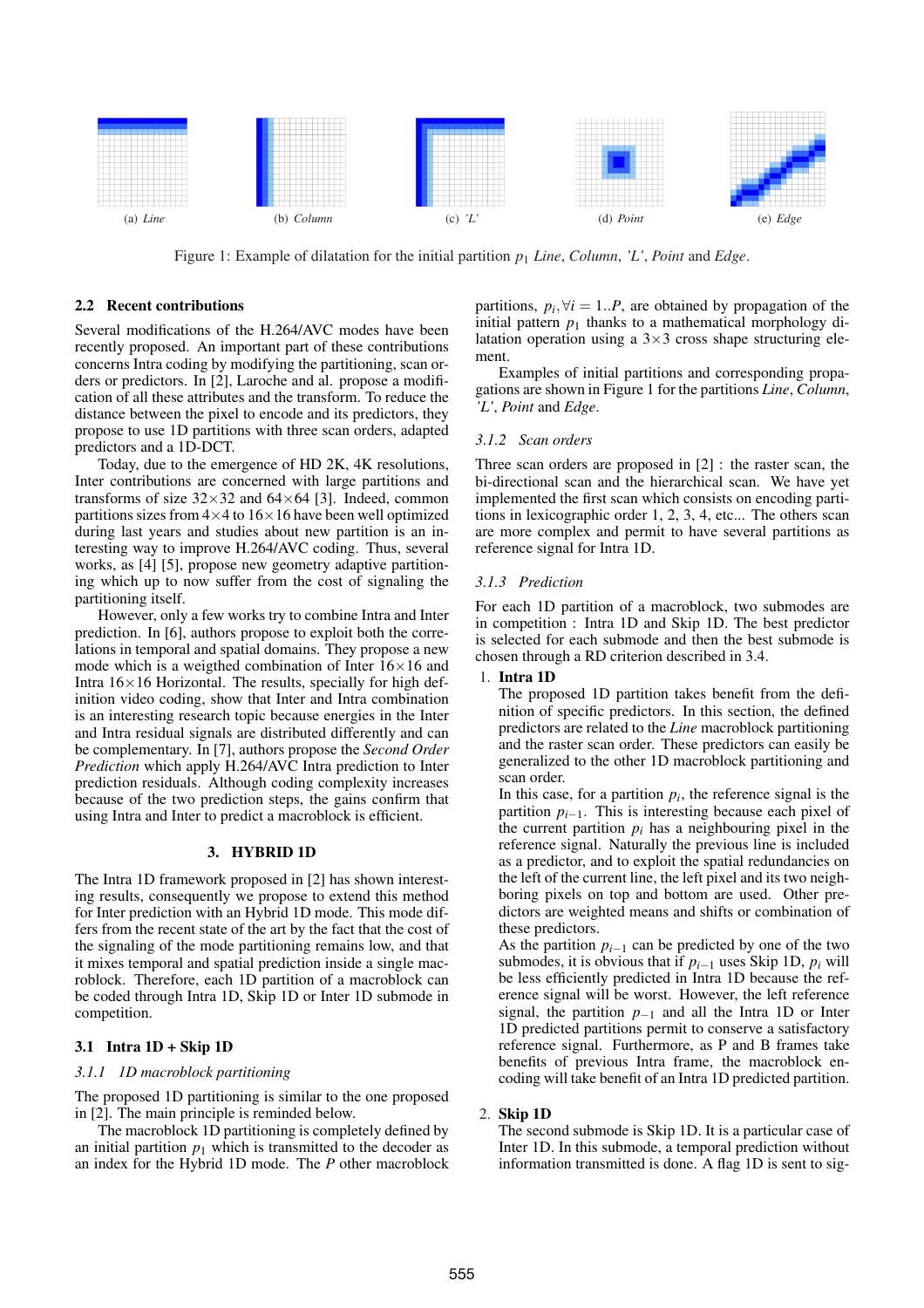(a) *Line* (b) *Column* (c) *'L'* (d) *Point* (e) *Edge*

Figure 1: Example of dilatation for the initial partition $p_1$ *Line*, *Column*, *'L'*, *Point* and *Edge*.

### 2.2 Recent contributions

Several modifications of the H.264/AVC modes have been recently proposed. An important part of these contributions concerns Intra coding by modifying the partitioning, scan orders or predictors. In [2], Laroche and al. propose a modification of all these attributes and the transform. To reduce the distance between the pixel to encode and its predictors, they propose to use 1D partitions with three scan orders, adapted predictors and a 1D-DCT.

Today, due to the emergence of HD 2K, 4K resolutions, Inter contributions are concerned with large partitions and transforms of size 32×32 and 64×64 [3]. Indeed, common partitions sizes from 4×4 to 16×16 have been well optimized during last years and studies about new partition is an interesting way to improve H.264/AVC coding. Thus, several works, as [4] [5], propose new geometry adaptive partitioning which up to now suffer from the cost of signaling the partitioning itself.

However, only a few works try to combine Intra and Inter prediction. In [6], authors propose to exploit both the correlations in temporal and spatial domains. They propose a new mode which is a weigthed combination of Inter 16×16 and Intra 16×16 Horizontal. The results, specially for high definition video coding, show that Inter and Intra combination is an interesting research topic because energies in the Inter and Intra residual signals are distributed differently and can be complementary. In [7], authors propose the *Second Order Prediction* which apply H.264/AVC Intra prediction to Inter prediction residuals. Although coding complexity increases because of the two prediction steps, the gains confirm that using Intra and Inter to predict a macroblock is efficient.

## 3. HYBRID 1D

The Intra 1D framework proposed in [2] has shown interesting results, consequently we propose to extend this method for Inter prediction with an Hybrid 1D mode. This mode differs from the recent state of the art by the fact that the cost of the signaling of the mode partitioning remains low, and that it mixes temporal and spatial prediction inside a single macroblock. Therefore, each 1D partition of a macroblock can be coded through Intra 1D, Skip 1D or Inter 1D submode in competition.

### 3.1 Intra 1D + Skip 1D

#### 3.1.1 1D macroblock partitioning

The proposed 1D partitioning is similar to the one proposed in [2]. The main principle is reminded below.

The macroblock 1D partitioning is completely defined by an initial partition $p_1$ which is transmitted to the decoder as an index for the Hybrid 1D mode. The $P$ other macroblock partitions, $p_i, \forall i = 1..P$, are obtained by propagation of the initial pattern $p_1$ thanks to a mathematical morphology dilatation operation using a 3×3 cross shape structuring element.

Examples of initial partitions and corresponding propagations are shown in Figure 1 for the partitions *Line*, *Column*, *'L'*, *Point* and *Edge*.

#### 3.1.2 Scan orders

Three scan orders are proposed in [2] : the raster scan, the bi-directional scan and the hierarchical scan. We have yet implemented the first scan which consists on encoding partitions in lexicographic order 1, 2, 3, 4, etc... The others scan are more complex and permit to have several partitions as reference signal for Intra 1D.

#### 3.1.3 Prediction

For each 1D partition of a macroblock, two submodes are in competition : Intra 1D and Skip 1D. The best predictor is selected for each submode and then the best submode is chosen through a RD criterion described in 3.4.

1. **Intra 1D**
   The proposed 1D partition takes benefit from the definition of specific predictors. In this section, the defined predictors are related to the *Line* macroblock partitioning and the raster scan order. These predictors can easily be generalized to the other 1D macroblock partitioning and scan order.
   In this case, for a partition $p_i$, the reference signal is the partition $p_{i-1}$. This is interesting because each pixel of the current partition $p_i$ has a neighbouring pixel in the reference signal. Naturally the previous line is included as a predictor, and to exploit the spatial redundancies on the left of the current line, the left pixel and its two neighboring pixels on top and bottom are used. Other predictors are weighted means and shifts or combination of these predictors.
   As the partition $p_{i-1}$ can be predicted by one of the two submodes, it is obvious that if $p_{i-1}$ uses Skip 1D, $p_i$ will be less efficiently predicted in Intra 1D because the reference signal will be worst. However, the left reference signal, the partition $p_{-1}$ and all the Intra 1D or Inter 1D predicted partitions permit to conserve a satisfactory reference signal. Furthermore, as P and B frames take benefits of previous Intra frame, the macroblock encoding will take benefit of an Intra 1D predicted partition.

2. **Skip 1D**
   The second submode is Skip 1D. It is a particular case of Inter 1D. In this submode, a temporal prediction without information transmitted is done. A flag 1D is sent to sig-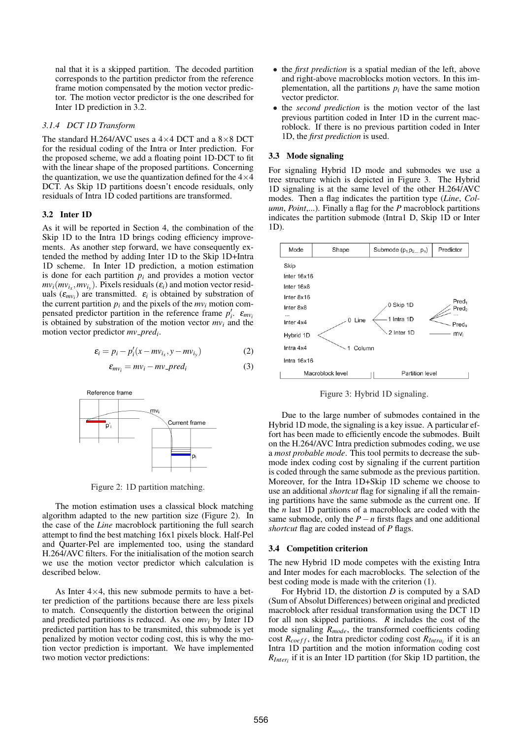nal that it is a skipped partition. The decoded partition corresponds to the partition predictor from the reference frame motion compensated by the motion vector predictor. The motion vector predictor is the one described for Inter 1D prediction in 3.2.

#### 3.1.4 DCT 1D Transform

The standard H.264/AVC uses a 4×4 DCT and a 8×8 DCT for the residual coding of the Intra or Inter prediction. For the proposed scheme, we add a floating point 1D-DCT to fit with the linear shape of the proposed partitions. Concerning the quantization, we use the quantization defined for the 4×4 DCT. As Skip 1D partitions doesn't encode residuals, only residuals of Intra 1D coded partitions are transformed.

### 3.2 Inter 1D

As it will be reported in Section 4, the combination of the Skip 1D to the Intra 1D brings coding efficiency improvements. As another step forward, we have consequently extended the method by adding Inter 1D to the Skip 1D+Intra 1D scheme. In Inter 1D prediction, a motion estimation is done for each partition $p_i$ and provides a motion vector $mv_i(mv_{i_x}, mv_{i_y})$. Pixels residuals ($\varepsilon_i$) and motion vector residuals ($\varepsilon_{mv_i}$) are transmitted. $\varepsilon_i$ is obtained by substration of the current partition $p_i$ and the pixels of the $mv_i$ motion compensated predictor partition in the reference frame $p'_i$. $\varepsilon_{mv_i}$ is obtained by substration of the motion vector $mv_i$ and the motion vector predictor $mv\_pred_i$.

$$\varepsilon_i = p_i - p'_i(x - mv_{i_x}, y - mv_{i_y}) \tag{2}$$

$$\varepsilon_{mv_i} = mv_i - mv\_pred_i \tag{3}$$

Figure 2: 1D partition matching.

The motion estimation uses a classical block matching algorithm adapted to the new partition size (Figure 2). In the case of the *Line* macroblock partitioning the full search attempt to find the best matching 16x1 pixels block. Half-Pel and Quarter-Pel are implemented too, using the standard H.264/AVC filters. For the initialisation of the motion search we use the motion vector predictor which calculation is described below.

As Inter 4×4, this new submode permits to have a better prediction of the partitions because there are less pixels to match. Consequently the distortion between the original and predicted partitions is reduced. As one $mv_i$ by Inter 1D predicted partition has to be transmited, this submode is yet penalized by motion vector coding cost, this is why the motion vector prediction is important. We have implemented two motion vector predictions:

- the *first prediction* is a spatial median of the left, above and right-above macroblocks motion vectors. In this implementation, all the partitions $p_i$ have the same motion vector predictor.
- the *second prediction* is the motion vector of the last previous partition coded in Inter 1D in the current macroblock. If there is no previous partition coded in Inter 1D, the *first prediction* is used.

### 3.3 Mode signaling

For signaling Hybrid 1D mode and submodes we use a tree structure which is depicted in Figure 3. The Hybrid 1D signaling is at the same level of the other H.264/AVC modes. Then a flag indicates the partition type (*Line*, *Column*, *Point*,...). Finally a flag for the *P* macroblock partitions indicates the partition submode (Intra1 D, Skip 1D or Inter 1D).

Figure 3: Hybrid 1D signaling.

Due to the large number of submodes contained in the Hybrid 1D mode, the signaling is a key issue. A particular effort has been made to efficiently encode the submodes. Built on the H.264/AVC Intra prediction submodes coding, we use a *most probable mode*. This tool permits to decrease the submode index coding cost by signaling if the current partition is coded through the same submode as the previous partition. Moreover, for the Intra 1D+Skip 1D scheme we choose to use an additional *shortcut* flag for signaling if all the remaining partitions have the same submode as the current one. If the *n* last 1D partitions of a macroblock are coded with the same submode, only the $P-n$ firsts flags and one additional *shortcut* flag are coded instead of *P* flags.

### 3.4 Competition criterion

The new Hybrid 1D mode competes with the existing Intra and Inter modes for each macroblocks. The selection of the best coding mode is made with the criterion (1).

For Hybrid 1D, the distortion *D* is computed by a SAD (Sum of Absolut Differences) between original and predicted macroblock after residual transformation using the DCT 1D for all non skipped partitions. *R* includes the cost of the mode signaling $R_{mode}$, the transformed coefficients coding cost $R_{coeff}$, the Intra predictor coding cost $R_{Intra_i}$ if it is an Intra 1D partition and the motion information coding cost $R_{Inter_i}$ if it is an Inter 1D partition (for Skip 1D partition, the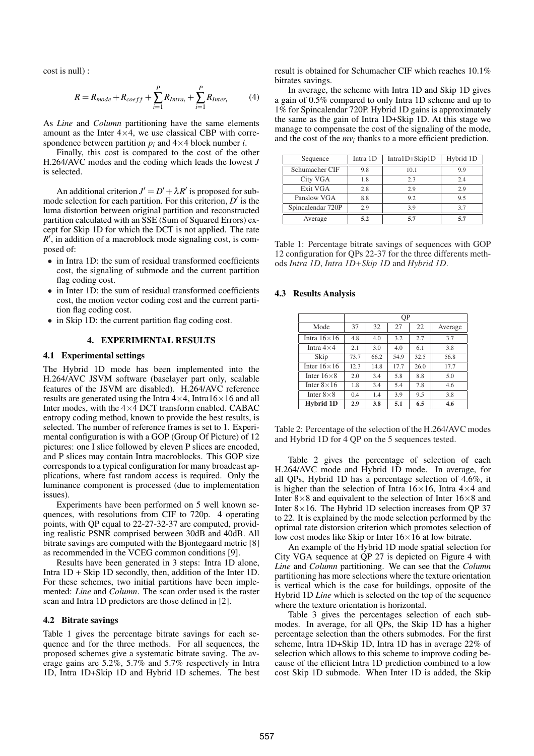cost is null) :

$$R = R_{mode} + R_{coeff} + \sum_{i=1}^{P} R_{Intra_i} + \sum_{i=1}^{P} R_{Inter_i} \qquad (4)$$

As *Line* and *Column* partitioning have the same elements amount as the Inter 4×4, we use classical CBP with correspondence between partition $p_i$ and 4×4 block number *i*.

Finally, this cost is compared to the cost of the other H.264/AVC modes and the coding which leads the lowest $J$ is selected.

An additional criterion $J' = D' + \lambda R'$ is proposed for submode selection for each partition. For this criterion, $D'$ is the luma distortion between original partition and reconstructed partition calculated with an SSE (Sum of Squared Errors) except for Skip 1D for which the DCT is not applied. The rate $R'$, in addition of a macroblock mode signaling cost, is composed of:

- in Intra 1D: the sum of residual transformed coefficients cost, the signaling of submode and the current partition flag coding cost.
- in Inter 1D: the sum of residual transformed coefficients cost, the motion vector coding cost and the current partition flag coding cost.
- in Skip 1D: the current partition flag coding cost.

## 4. EXPERIMENTAL RESULTS

### 4.1 Experimental settings

The Hybrid 1D mode has been implemented into the H.264/AVC JSVM software (baselayer part only, scalable features of the JSVM are disabled). H.264/AVC reference results are generated using the Intra 4×4, Intra16×16 and all Inter modes, with the 4×4 DCT transform enabled. CABAC entropy coding method, known to provide the best results, is selected. The number of reference frames is set to 1. Experimental configuration is with a GOP (Group Of Picture) of 12 pictures: one I slice followed by eleven P slices are encoded, and P slices may contain Intra macroblocks. This GOP size corresponds to a typical configuration for many broadcast applications, where fast random access is required. Only the luminance component is processed (due to implementation issues).

Experiments have been performed on 5 well known sequences, with resolutions from CIF to 720p. 4 operating points, with QP equal to 22-27-32-37 are computed, providing realistic PSNR comprised between 30dB and 40dB. All bitrate savings are computed with the Bjontegaard metric [8] as recommended in the VCEG common conditions [9].

Results have been generated in 3 steps: Intra 1D alone, Intra 1D + Skip 1D secondly, then, addition of the Inter 1D. For these schemes, two initial partitions have been implemented: *Line* and *Column*. The scan order used is the raster scan and Intra 1D predictors are those defined in [2].

### 4.2 Bitrate savings

Table 1 gives the percentage bitrate savings for each sequence and for the three methods. For all sequences, the proposed schemes give a systematic bitrate saving. The average gains are 5.2%, 5.7% and 5.7% respectively in Intra 1D, Intra 1D+Skip 1D and Hybrid 1D schemes. The best result is obtained for Schumacher CIF which reaches 10.1% bitrates savings.

In average, the scheme with Intra 1D and Skip 1D gives a gain of 0.5% compared to only Intra 1D scheme and up to 1% for Spincalendar 720P. Hybrid 1D gains is approximately the same as the gain of Intra 1D+Skip 1D. At this stage we manage to compensate the cost of the signaling of the mode, and the cost of the $mv_i$ thanks to a more efficient prediction.

| Sequence | Intra 1D | Intra1D+Skip1D | Hybrid 1D |
|---|---|---|---|
| Schumacher CIF | 9.8 | 10.1 | 9.9 |
| City VGA | 1.8 | 2.3 | 2.4 |
| Exit VGA | 2.8 | 2.9 | 2.9 |
| Panslow VGA | 8.8 | 9.2 | 9.5 |
| Spincalendar 720P | 2.9 | 3.9 | 3.7 |
| Average | **5.2** | **5.7** | **5.7** |

Table 1: Percentage bitrate savings of sequences with GOP 12 configuration for QPs 22-37 for the three differents methods *Intra 1D*, *Intra 1D+Skip 1D* and *Hybrid 1D*.

### 4.3 Results Analysis

| | QP | | | | |
|---|---|---|---|---|---|
| Mode | 37 | 32 | 27 | 22 | Average |
| Intra 16×16 | 4.8 | 4.0 | 3.2 | 2.7 | 3.7 |
| Intra 4×4 | 2.1 | 3.0 | 4.0 | 6.1 | 3.8 |
| Skip | 73.7 | 66.2 | 54.9 | 32.5 | 56.8 |
| Inter 16×16 | 12.3 | 14.8 | 17.7 | 26.0 | 17.7 |
| Inter 16×8 | 2.0 | 3.4 | 5.8 | 8.8 | 5.0 |
| Inter 8×16 | 1.8 | 3.4 | 5.4 | 7.8 | 4.6 |
| Inter 8×8 | 0.4 | 1.4 | 3.9 | 9.5 | 3.8 |
| **Hybrid 1D** | **2.9** | **3.8** | **5.1** | **6.5** | **4.6** |

Table 2: Percentage of the selection of the H.264/AVC modes and Hybrid 1D for 4 QP on the 5 sequences tested.

Table 2 gives the percentage of selection of each H.264/AVC mode and Hybrid 1D mode. In average, for all QPs, Hybrid 1D has a percentage selection of 4.6%, it is higher than the selection of Intra 16×16, Intra 4×4 and Inter 8×8 and equivalent to the selection of Inter 16×8 and Inter 8×16. The Hybrid 1D selection increases from QP 37 to 22. It is explained by the mode selection performed by the optimal rate distorsion criterion which promotes selection of low cost modes like Skip or Inter 16×16 at low bitrate.

An example of the Hybrid 1D mode spatial selection for City VGA sequence at QP 27 is depicted on Figure 4 with *Line* and *Column* partitioning. We can see that the *Column* partitioning has more selections where the texture orientation is vertical which is the case for buildings, opposite of the Hybrid 1D *Line* which is selected on the top of the sequence where the texture orientation is horizontal.

Table 3 gives the percentages selection of each submodes. In average, for all QPs, the Skip 1D has a higher percentage selection than the others submodes. For the first scheme, Intra 1D+Skip 1D, Intra 1D has in average 22% of selection which allows to this scheme to improve coding because of the efficient Intra 1D prediction combined to a low cost Skip 1D submode. When Inter 1D is added, the Skip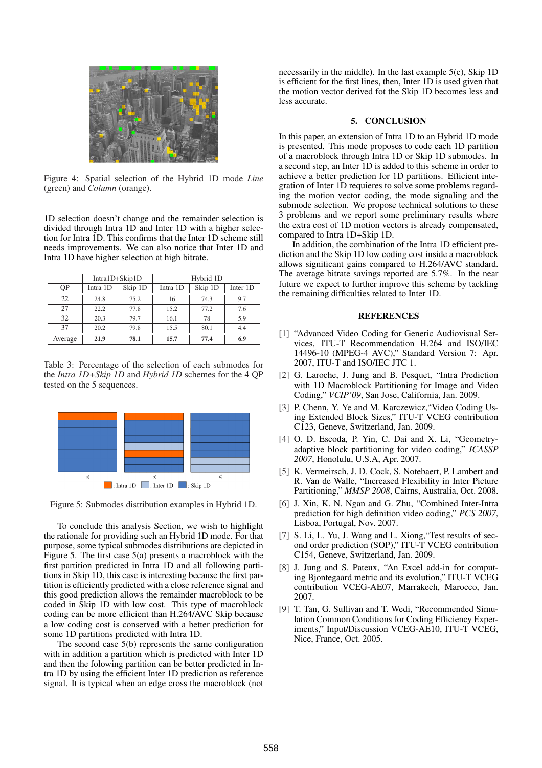Figure 4: Spatial selection of the Hybrid 1D mode *Line* (green) and *Column* (orange).

1D selection doesn't change and the remainder selection is divided through Intra 1D and Inter 1D with a higher selection for Intra 1D. This confirms that the Inter 1D scheme still needs improvements. We can also notice that Inter 1D and Intra 1D have higher selection at high bitrate.

| | Intra1D+Skip1D | | Hybrid 1D | | |
|---|---|---|---|---|---|
| QP | Intra 1D | Skip 1D | Intra 1D | Skip 1D | Inter 1D |
| 22 | 24.8 | 75.2 | 16 | 74.3 | 9.7 |
| 27 | 22.2 | 77.8 | 15.2 | 77.2 | 7.6 |
| 32 | 20.3 | 79.7 | 16.1 | 78 | 5.9 |
| 37 | 20.2 | 79.8 | 15.5 | 80.1 | 4.4 |
| Average | **21.9** | **78.1** | **15.7** | **77.4** | **6.9** |

Table 3: Percentage of the selection of each submodes for the *Intra 1D+Skip 1D* and *Hybrid 1D* schemes for the 4 QP tested on the 5 sequences.

a) b) c)

: Intra 1D : Inter 1D : Skip 1D

Figure 5: Submodes distribution examples in Hybrid 1D.

To conclude this analysis Section, we wish to highlight the rationale for providing such an Hybrid 1D mode. For that purpose, some typical submodes distributions are depicted in Figure 5. The first case 5(a) presents a macroblock with the first partition predicted in Intra 1D and all following partitions in Skip 1D, this case is interesting because the first partition is efficiently predicted with a close reference signal and this good prediction allows the remainder macroblock to be coded in Skip 1D with low cost. This type of macroblock coding can be more efficient than H.264/AVC Skip because a low coding cost is conserved with a better prediction for some 1D partitions predicted with Intra 1D.

The second case 5(b) represents the same configuration with in addition a partition which is predicted with Inter 1D and then the folowing partition can be better predicted in Intra 1D by using the efficient Inter 1D prediction as reference signal. It is typical when an edge cross the macroblock (not necessarily in the middle). In the last example 5(c), Skip 1D is efficient for the first lines, then, Inter 1D is used given that the motion vector derived fot the Skip 1D becomes less and less accurate.

## 5. CONCLUSION

In this paper, an extension of Intra 1D to an Hybrid 1D mode is presented. This mode proposes to code each 1D partition of a macroblock through Intra 1D or Skip 1D submodes. In a second step, an Inter 1D is added to this scheme in order to achieve a better prediction for 1D partitions. Efficient integration of Inter 1D requieres to solve some problems regarding the motion vector coding, the mode signaling and the submode selection. We propose technical solutions to these 3 problems and we report some preliminary results where the extra cost of 1D motion vectors is already compensated, compared to Intra 1D+Skip 1D.

In addition, the combination of the Intra 1D efficient prediction and the Skip 1D low coding cost inside a macroblock allows significant gains compared to H.264/AVC standard. The average bitrate savings reported are 5.7%. In the near future we expect to further improve this scheme by tackling the remaining difficulties related to Inter 1D.

## REFERENCES

[1] "Advanced Video Coding for Generic Audiovisual Services, ITU-T Recommendation H.264 and ISO/IEC 14496-10 (MPEG-4 AVC)," Standard Version 7: Apr. 2007, ITU-T and ISO/IEC JTC 1.

[2] G. Laroche, J. Jung and B. Pesquet, "Intra Prediction with 1D Macroblock Partitioning for Image and Video Coding," *VCIP'09*, San Jose, California, Jan. 2009.

[3] P. Chenn, Y. Ye and M. Karczewicz,"Video Coding Using Extended Block Sizes," ITU-T VCEG contribution C123, Geneve, Switzerland, Jan. 2009.

[4] O. D. Escoda, P. Yin, C. Dai and X. Li, "Geometry-adaptive block partitioning for video coding," *ICASSP 2007*, Honolulu, U.S.A, Apr. 2007.

[5] K. Vermeirsch, J. D. Cock, S. Notebaert, P. Lambert and R. Van de Walle, "Increased Flexibility in Inter Picture Partitioning," *MMSP 2008*, Cairns, Australia, Oct. 2008.

[6] J. Xin, K. N. Ngan and G. Zhu, "Combined Inter-Intra prediction for high definition video coding," *PCS 2007*, Lisboa, Portugal, Nov. 2007.

[7] S. Li, L. Yu, J. Wang and L. Xiong,"Test results of second order prediction (SOP)," ITU-T VCEG contribution C154, Geneve, Switzerland, Jan. 2009.

[8] J. Jung and S. Pateux, "An Excel add-in for computing Bjontegaard metric and its evolution," ITU-T VCEG contribution VCEG-AE07, Marrakech, Marocco, Jan. 2007.

[9] T. Tan, G. Sullivan and T. Wedi, "Recommended Simulation Common Conditions for Coding Efficiency Experiments," Input/Discussion VCEG-AE10, ITU-T VCEG, Nice, France, Oct. 2005.